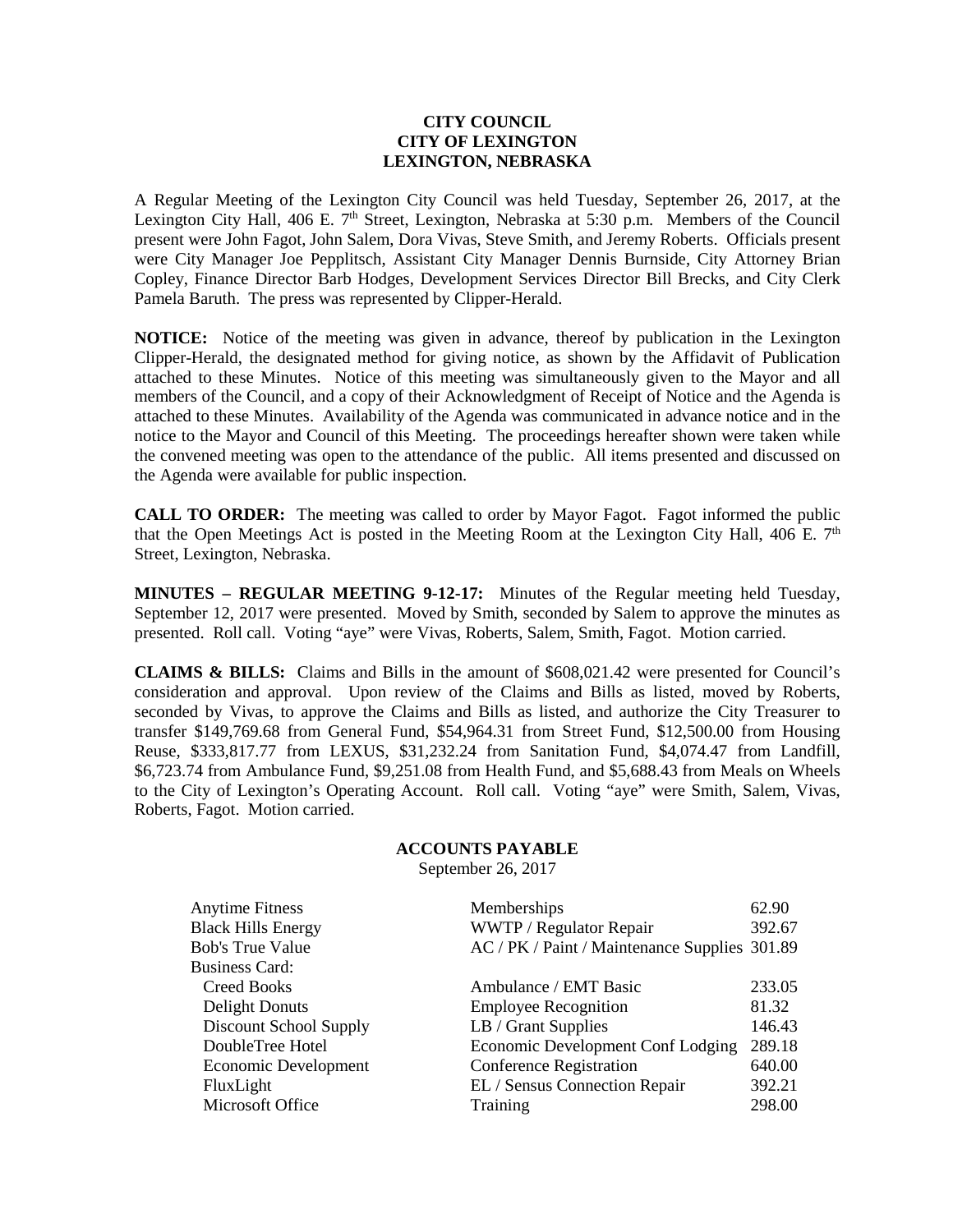# CITY COUNCIL
## CITY OF LEXINGTON
## LEXINGTON, NEBRASKA

A Regular Meeting of the Lexington City Council was held Tuesday, September 26, 2017, at the Lexington City Hall, 406 E. 7th Street, Lexington, Nebraska at 5:30 p.m. Members of the Council present were John Fagot, John Salem, Dora Vivas, Steve Smith, and Jeremy Roberts. Officials present were City Manager Joe Pepplitsch, Assistant City Manager Dennis Burnside, City Attorney Brian Copley, Finance Director Barb Hodges, Development Services Director Bill Brecks, and City Clerk Pamela Baruth. The press was represented by Clipper-Herald.

**NOTICE:** Notice of the meeting was given in advance, thereof by publication in the Lexington Clipper-Herald, the designated method for giving notice, as shown by the Affidavit of Publication attached to these Minutes. Notice of this meeting was simultaneously given to the Mayor and all members of the Council, and a copy of their Acknowledgment of Receipt of Notice and the Agenda is attached to these Minutes. Availability of the Agenda was communicated in advance notice and in the notice to the Mayor and Council of this Meeting. The proceedings hereafter shown were taken while the convened meeting was open to the attendance of the public. All items presented and discussed on the Agenda were available for public inspection.

**CALL TO ORDER:** The meeting was called to order by Mayor Fagot. Fagot informed the public that the Open Meetings Act is posted in the Meeting Room at the Lexington City Hall, 406 E. 7th Street, Lexington, Nebraska.

**MINUTES – REGULAR MEETING 9-12-17:** Minutes of the Regular meeting held Tuesday, September 12, 2017 were presented. Moved by Smith, seconded by Salem to approve the minutes as presented. Roll call. Voting "aye" were Vivas, Roberts, Salem, Smith, Fagot. Motion carried.

**CLAIMS & BILLS:** Claims and Bills in the amount of $608,021.42 were presented for Council's consideration and approval. Upon review of the Claims and Bills as listed, moved by Roberts, seconded by Vivas, to approve the Claims and Bills as listed, and authorize the City Treasurer to transfer $149,769.68 from General Fund, $54,964.31 from Street Fund, $12,500.00 from Housing Reuse, $333,817.77 from LEXUS, $31,232.24 from Sanitation Fund, $4,074.47 from Landfill, $6,723.74 from Ambulance Fund, $9,251.08 from Health Fund, and $5,688.43 from Meals on Wheels to the City of Lexington's Operating Account. Roll call. Voting "aye" were Smith, Salem, Vivas, Roberts, Fagot. Motion carried.

**ACCOUNTS PAYABLE**
September 26, 2017

| Vendor | Description | Amount |
|---|---|---|
| Anytime Fitness | Memberships | 62.90 |
| Black Hills Energy | WWTP / Regulator Repair | 392.67 |
| Bob's True Value | AC / PK / Paint / Maintenance Supplies | 301.89 |
| Business Card: | | |
| Creed Books | Ambulance / EMT Basic | 233.05 |
| Delight Donuts | Employee Recognition | 81.32 |
| Discount School Supply | LB / Grant Supplies | 146.43 |
| DoubleTree Hotel | Economic Development Conf Lodging | 289.18 |
| Economic Development | Conference Registration | 640.00 |
| FluxLight | EL / Sensus Connection Repair | 392.21 |
| Microsoft Office | Training | 298.00 |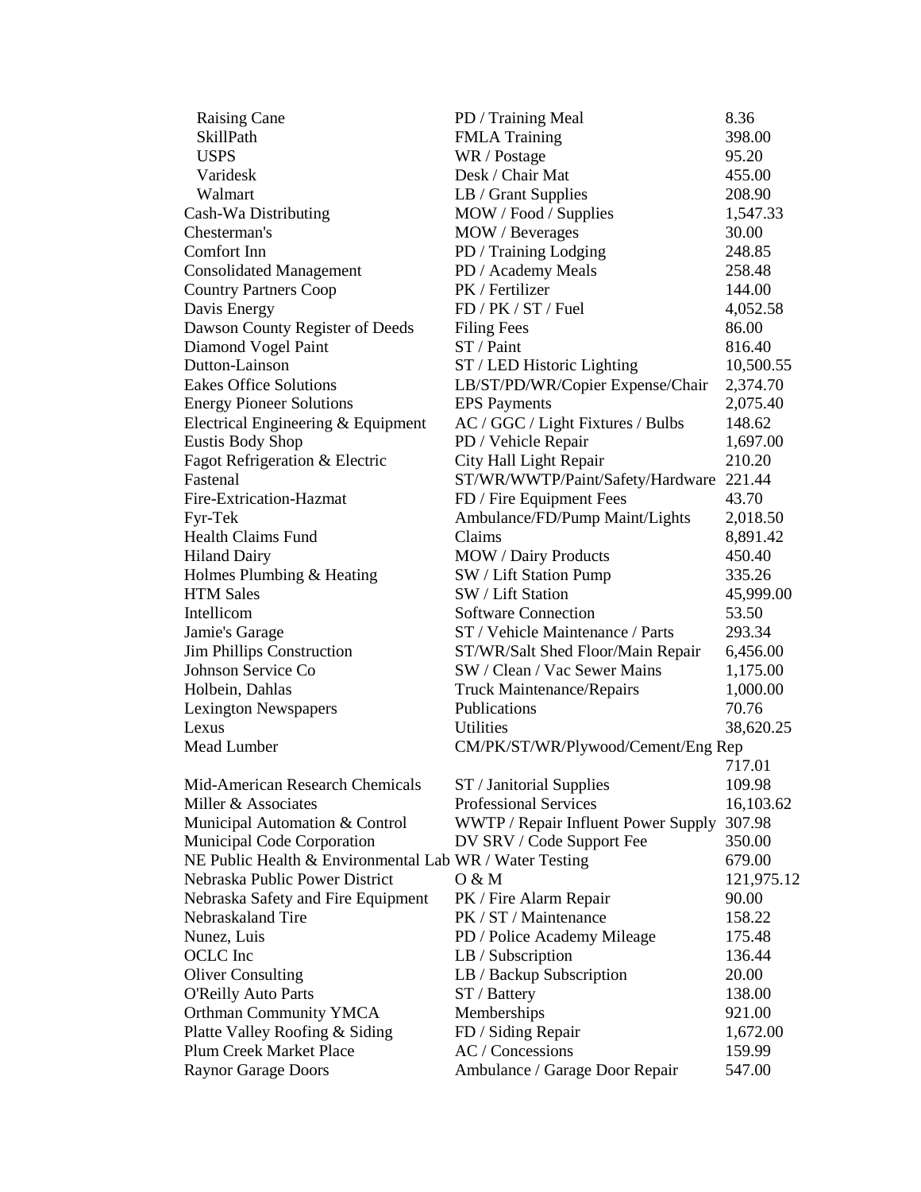| | | |
|---|---|---|
| Raising Cane | PD / Training Meal | 8.36 |
| SkillPath | FMLA Training | 398.00 |
| USPS | WR / Postage | 95.20 |
| Varidesk | Desk / Chair Mat | 455.00 |
| Walmart | LB / Grant Supplies | 208.90 |
| Cash-Wa Distributing | MOW / Food / Supplies | 1,547.33 |
| Chesterman's | MOW / Beverages | 30.00 |
| Comfort Inn | PD / Training Lodging | 248.85 |
| Consolidated Management | PD / Academy Meals | 258.48 |
| Country Partners Coop | PK / Fertilizer | 144.00 |
| Davis Energy | FD / PK / ST / Fuel | 4,052.58 |
| Dawson County Register of Deeds | Filing Fees | 86.00 |
| Diamond Vogel Paint | ST / Paint | 816.40 |
| Dutton-Lainson | ST / LED Historic Lighting | 10,500.55 |
| Eakes Office Solutions | LB/ST/PD/WR/Copier Expense/Chair | 2,374.70 |
| Energy Pioneer Solutions | EPS Payments | 2,075.40 |
| Electrical Engineering & Equipment | AC / GGC / Light Fixtures / Bulbs | 148.62 |
| Eustis Body Shop | PD / Vehicle Repair | 1,697.00 |
| Fagot Refrigeration & Electric | City Hall Light Repair | 210.20 |
| Fastenal | ST/WR/WWTP/Paint/Safety/Hardware | 221.44 |
| Fire-Extrication-Hazmat | FD / Fire Equipment Fees | 43.70 |
| Fyr-Tek | Ambulance/FD/Pump Maint/Lights | 2,018.50 |
| Health Claims Fund | Claims | 8,891.42 |
| Hiland Dairy | MOW / Dairy Products | 450.40 |
| Holmes Plumbing & Heating | SW / Lift Station Pump | 335.26 |
| HTM Sales | SW / Lift Station | 45,999.00 |
| Intellicom | Software Connection | 53.50 |
| Jamie's Garage | ST / Vehicle Maintenance / Parts | 293.34 |
| Jim Phillips Construction | ST/WR/Salt Shed Floor/Main Repair | 6,456.00 |
| Johnson Service Co | SW / Clean / Vac Sewer Mains | 1,175.00 |
| Holbein, Dahlas | Truck Maintenance/Repairs | 1,000.00 |
| Lexington Newspapers | Publications | 70.76 |
| Lexus | Utilities | 38,620.25 |
| Mead Lumber | CM/PK/ST/WR/Plywood/Cement/Eng Rep | 717.01 |
| Mid-American Research Chemicals | ST / Janitorial Supplies | 109.98 |
| Miller & Associates | Professional Services | 16,103.62 |
| Municipal Automation & Control | WWTP / Repair Influent Power Supply | 307.98 |
| Municipal Code Corporation | DV SRV / Code Support Fee | 350.00 |
| NE Public Health & Environmental Lab | WR / Water Testing | 679.00 |
| Nebraska Public Power District | O & M | 121,975.12 |
| Nebraska Safety and Fire Equipment | PK / Fire Alarm Repair | 90.00 |
| Nebraskaland Tire | PK / ST / Maintenance | 158.22 |
| Nunez, Luis | PD / Police Academy Mileage | 175.48 |
| OCLC Inc | LB / Subscription | 136.44 |
| Oliver Consulting | LB / Backup Subscription | 20.00 |
| O'Reilly Auto Parts | ST / Battery | 138.00 |
| Orthman Community YMCA | Memberships | 921.00 |
| Platte Valley Roofing & Siding | FD / Siding Repair | 1,672.00 |
| Plum Creek Market Place | AC / Concessions | 159.99 |
| Raynor Garage Doors | Ambulance / Garage Door Repair | 547.00 |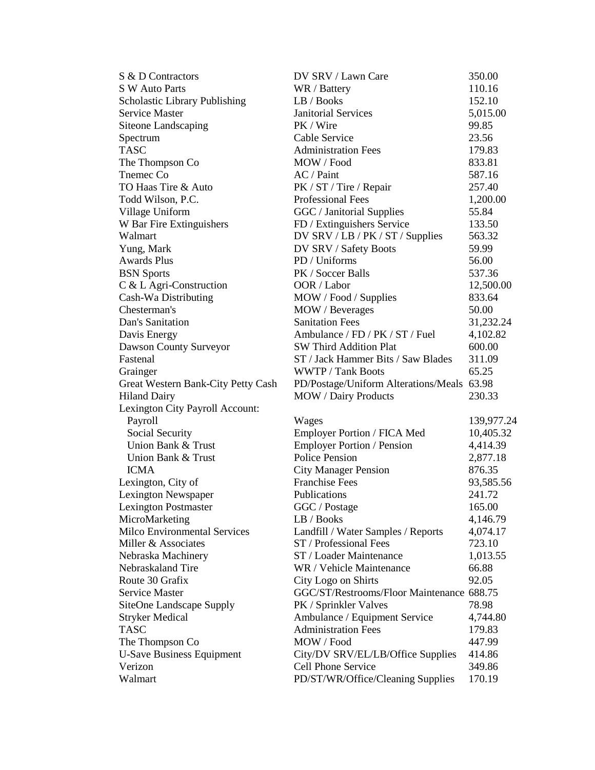| | | |
|---|---|---|
| S & D Contractors | DV SRV / Lawn Care | 350.00 |
| S W Auto Parts | WR / Battery | 110.16 |
| Scholastic Library Publishing | LB / Books | 152.10 |
| Service Master | Janitorial Services | 5,015.00 |
| Siteone Landscaping | PK / Wire | 99.85 |
| Spectrum | Cable Service | 23.56 |
| TASC | Administration Fees | 179.83 |
| The Thompson Co | MOW / Food | 833.81 |
| Tnemec Co | AC / Paint | 587.16 |
| TO Haas Tire & Auto | PK / ST / Tire / Repair | 257.40 |
| Todd Wilson, P.C. | Professional Fees | 1,200.00 |
| Village Uniform | GGC / Janitorial Supplies | 55.84 |
| W Bar Fire Extinguishers | FD / Extinguishers Service | 133.50 |
| Walmart | DV SRV / LB / PK / ST / Supplies | 563.32 |
| Yung, Mark | DV SRV / Safety Boots | 59.99 |
| Awards Plus | PD / Uniforms | 56.00 |
| BSN Sports | PK / Soccer Balls | 537.36 |
| C & L Agri-Construction | OOR / Labor | 12,500.00 |
| Cash-Wa Distributing | MOW / Food / Supplies | 833.64 |
| Chesterman's | MOW / Beverages | 50.00 |
| Dan's Sanitation | Sanitation Fees | 31,232.24 |
| Davis Energy | Ambulance / FD / PK / ST / Fuel | 4,102.82 |
| Dawson County Surveyor | SW Third Addition Plat | 600.00 |
| Fastenal | ST / Jack Hammer Bits / Saw Blades | 311.09 |
| Grainger | WWTP / Tank Boots | 65.25 |
| Great Western Bank-City Petty Cash | PD/Postage/Uniform Alterations/Meals | 63.98 |
| Hiland Dairy | MOW / Dairy Products | 230.33 |
| Lexington City Payroll Account: | | |
| Payroll | Wages | 139,977.24 |
| Social Security | Employer Portion / FICA Med | 10,405.32 |
| Union Bank & Trust | Employer Portion / Pension | 4,414.39 |
| Union Bank & Trust | Police Pension | 2,877.18 |
| ICMA | City Manager Pension | 876.35 |
| Lexington, City of | Franchise Fees | 93,585.56 |
| Lexington Newspaper | Publications | 241.72 |
| Lexington Postmaster | GGC / Postage | 165.00 |
| MicroMarketing | LB / Books | 4,146.79 |
| Milco Environmental Services | Landfill / Water Samples / Reports | 4,074.17 |
| Miller & Associates | ST / Professional Fees | 723.10 |
| Nebraska Machinery | ST / Loader Maintenance | 1,013.55 |
| Nebraskaland Tire | WR / Vehicle Maintenance | 66.88 |
| Route 30 Grafix | City Logo on Shirts | 92.05 |
| Service Master | GGC/ST/Restrooms/Floor Maintenance | 688.75 |
| SiteOne Landscape Supply | PK / Sprinkler Valves | 78.98 |
| Stryker Medical | Ambulance / Equipment Service | 4,744.80 |
| TASC | Administration Fees | 179.83 |
| The Thompson Co | MOW / Food | 447.99 |
| U-Save Business Equipment | City/DV SRV/EL/LB/Office Supplies | 414.86 |
| Verizon | Cell Phone Service | 349.86 |
| Walmart | PD/ST/WR/Office/Cleaning Supplies | 170.19 |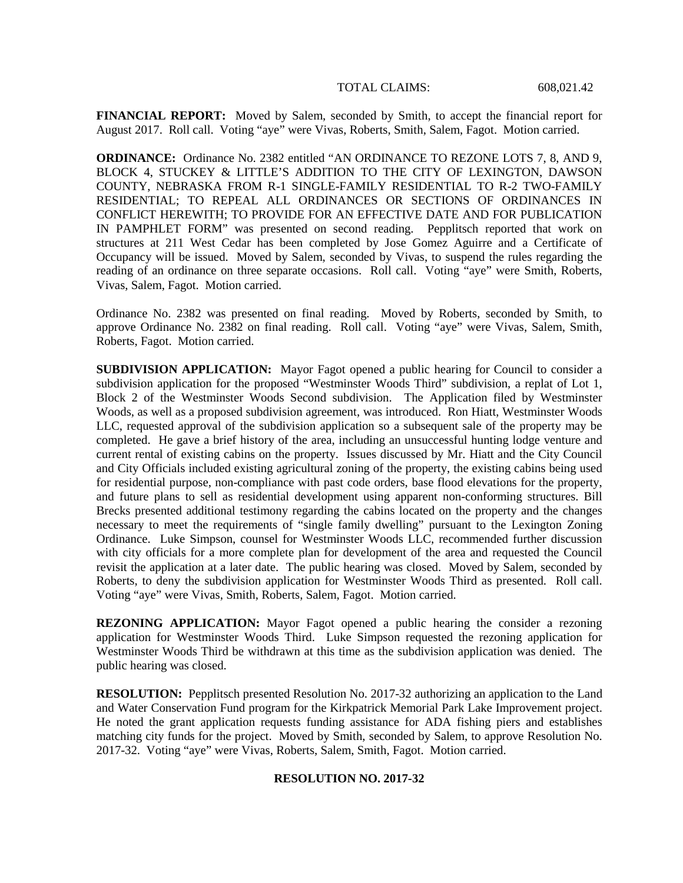TOTAL CLAIMS: 608,021.42

**FINANCIAL REPORT:** Moved by Salem, seconded by Smith, to accept the financial report for August 2017. Roll call. Voting "aye" were Vivas, Roberts, Smith, Salem, Fagot. Motion carried.

**ORDINANCE:** Ordinance No. 2382 entitled "AN ORDINANCE TO REZONE LOTS 7, 8, AND 9, BLOCK 4, STUCKEY & LITTLE'S ADDITION TO THE CITY OF LEXINGTON, DAWSON COUNTY, NEBRASKA FROM R-1 SINGLE-FAMILY RESIDENTIAL TO R-2 TWO-FAMILY RESIDENTIAL; TO REPEAL ALL ORDINANCES OR SECTIONS OF ORDINANCES IN CONFLICT HEREWITH; TO PROVIDE FOR AN EFFECTIVE DATE AND FOR PUBLICATION IN PAMPHLET FORM" was presented on second reading. Pepplitsch reported that work on structures at 211 West Cedar has been completed by Jose Gomez Aguirre and a Certificate of Occupancy will be issued. Moved by Salem, seconded by Vivas, to suspend the rules regarding the reading of an ordinance on three separate occasions. Roll call. Voting "aye" were Smith, Roberts, Vivas, Salem, Fagot. Motion carried.

Ordinance No. 2382 was presented on final reading. Moved by Roberts, seconded by Smith, to approve Ordinance No. 2382 on final reading. Roll call. Voting "aye" were Vivas, Salem, Smith, Roberts, Fagot. Motion carried.

**SUBDIVISION APPLICATION:** Mayor Fagot opened a public hearing for Council to consider a subdivision application for the proposed "Westminster Woods Third" subdivision, a replat of Lot 1, Block 2 of the Westminster Woods Second subdivision. The Application filed by Westminster Woods, as well as a proposed subdivision agreement, was introduced. Ron Hiatt, Westminster Woods LLC, requested approval of the subdivision application so a subsequent sale of the property may be completed. He gave a brief history of the area, including an unsuccessful hunting lodge venture and current rental of existing cabins on the property. Issues discussed by Mr. Hiatt and the City Council and City Officials included existing agricultural zoning of the property, the existing cabins being used for residential purpose, non-compliance with past code orders, base flood elevations for the property, and future plans to sell as residential development using apparent non-conforming structures. Bill Brecks presented additional testimony regarding the cabins located on the property and the changes necessary to meet the requirements of "single family dwelling" pursuant to the Lexington Zoning Ordinance. Luke Simpson, counsel for Westminster Woods LLC, recommended further discussion with city officials for a more complete plan for development of the area and requested the Council revisit the application at a later date. The public hearing was closed. Moved by Salem, seconded by Roberts, to deny the subdivision application for Westminster Woods Third as presented. Roll call. Voting "aye" were Vivas, Smith, Roberts, Salem, Fagot. Motion carried.

**REZONING APPLICATION:** Mayor Fagot opened a public hearing the consider a rezoning application for Westminster Woods Third. Luke Simpson requested the rezoning application for Westminster Woods Third be withdrawn at this time as the subdivision application was denied. The public hearing was closed.

**RESOLUTION:** Pepplitsch presented Resolution No. 2017-32 authorizing an application to the Land and Water Conservation Fund program for the Kirkpatrick Memorial Park Lake Improvement project. He noted the grant application requests funding assistance for ADA fishing piers and establishes matching city funds for the project. Moved by Smith, seconded by Salem, to approve Resolution No. 2017-32. Voting "aye" were Vivas, Roberts, Salem, Smith, Fagot. Motion carried.

**RESOLUTION NO. 2017-32**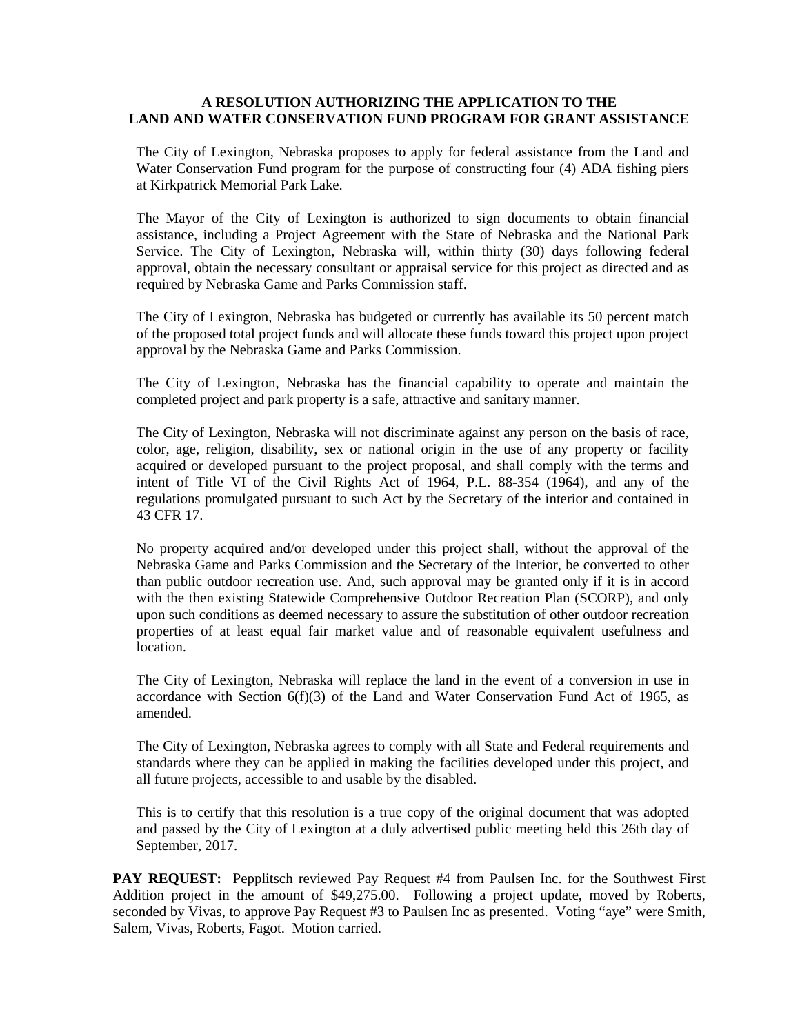**A RESOLUTION AUTHORIZING THE APPLICATION TO THE LAND AND WATER CONSERVATION FUND PROGRAM FOR GRANT ASSISTANCE**

The City of Lexington, Nebraska proposes to apply for federal assistance from the Land and Water Conservation Fund program for the purpose of constructing four (4) ADA fishing piers at Kirkpatrick Memorial Park Lake.

The Mayor of the City of Lexington is authorized to sign documents to obtain financial assistance, including a Project Agreement with the State of Nebraska and the National Park Service. The City of Lexington, Nebraska will, within thirty (30) days following federal approval, obtain the necessary consultant or appraisal service for this project as directed and as required by Nebraska Game and Parks Commission staff.

The City of Lexington, Nebraska has budgeted or currently has available its 50 percent match of the proposed total project funds and will allocate these funds toward this project upon project approval by the Nebraska Game and Parks Commission.

The City of Lexington, Nebraska has the financial capability to operate and maintain the completed project and park property is a safe, attractive and sanitary manner.

The City of Lexington, Nebraska will not discriminate against any person on the basis of race, color, age, religion, disability, sex or national origin in the use of any property or facility acquired or developed pursuant to the project proposal, and shall comply with the terms and intent of Title VI of the Civil Rights Act of 1964, P.L. 88-354 (1964), and any of the regulations promulgated pursuant to such Act by the Secretary of the interior and contained in 43 CFR 17.

No property acquired and/or developed under this project shall, without the approval of the Nebraska Game and Parks Commission and the Secretary of the Interior, be converted to other than public outdoor recreation use. And, such approval may be granted only if it is in accord with the then existing Statewide Comprehensive Outdoor Recreation Plan (SCORP), and only upon such conditions as deemed necessary to assure the substitution of other outdoor recreation properties of at least equal fair market value and of reasonable equivalent usefulness and location.

The City of Lexington, Nebraska will replace the land in the event of a conversion in use in accordance with Section 6(f)(3) of the Land and Water Conservation Fund Act of 1965, as amended.

The City of Lexington, Nebraska agrees to comply with all State and Federal requirements and standards where they can be applied in making the facilities developed under this project, and all future projects, accessible to and usable by the disabled.

This is to certify that this resolution is a true copy of the original document that was adopted and passed by the City of Lexington at a duly advertised public meeting held this 26th day of September, 2017.

**PAY REQUEST:** Pepplitsch reviewed Pay Request #4 from Paulsen Inc. for the Southwest First Addition project in the amount of $49,275.00. Following a project update, moved by Roberts, seconded by Vivas, to approve Pay Request #3 to Paulsen Inc as presented. Voting "aye" were Smith, Salem, Vivas, Roberts, Fagot. Motion carried.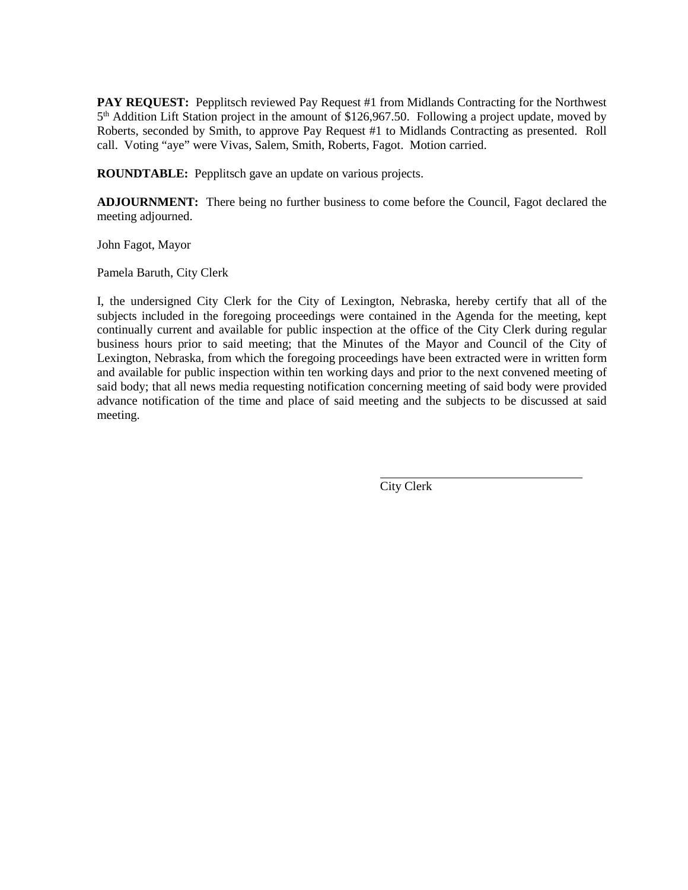**PAY REQUEST:** Pepplitsch reviewed Pay Request #1 from Midlands Contracting for the Northwest 5th Addition Lift Station project in the amount of $126,967.50. Following a project update, moved by Roberts, seconded by Smith, to approve Pay Request #1 to Midlands Contracting as presented. Roll call. Voting "aye" were Vivas, Salem, Smith, Roberts, Fagot. Motion carried.

**ROUNDTABLE:** Pepplitsch gave an update on various projects.

**ADJOURNMENT:** There being no further business to come before the Council, Fagot declared the meeting adjourned.

John Fagot, Mayor

Pamela Baruth, City Clerk

I, the undersigned City Clerk for the City of Lexington, Nebraska, hereby certify that all of the subjects included in the foregoing proceedings were contained in the Agenda for the meeting, kept continually current and available for public inspection at the office of the City Clerk during regular business hours prior to said meeting; that the Minutes of the Mayor and Council of the City of Lexington, Nebraska, from which the foregoing proceedings have been extracted were in written form and available for public inspection within ten working days and prior to the next convened meeting of said body; that all news media requesting notification concerning meeting of said body were provided advance notification of the time and place of said meeting and the subjects to be discussed at said meeting.

\_\_\_\_\_\_\_\_\_\_\_\_\_\_\_\_\_\_\_\_\_\_\_\_\_\_\_\_\_\_\_\_\_\_\_\_

City Clerk